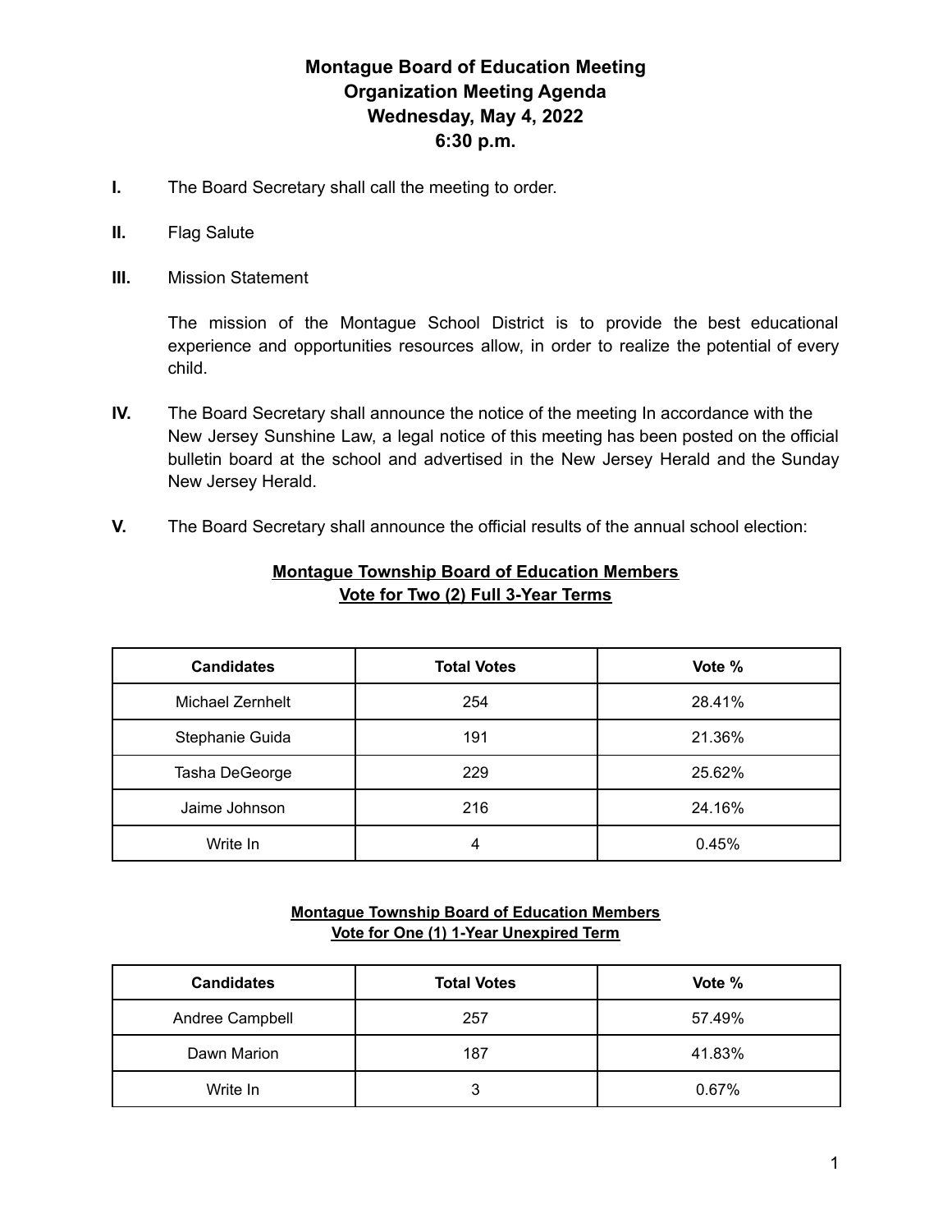# Montague Board of Education Meeting
## Organization Meeting Agenda
### Wednesday, May 4, 2022
### 6:30 p.m.

**I.** The Board Secretary shall call the meeting to order.

**II.** Flag Salute

**III.** Mission Statement

The mission of the Montague School District is to provide the best educational experience and opportunities resources allow, in order to realize the potential of every child.

**IV.** The Board Secretary shall announce the notice of the meeting In accordance with the New Jersey Sunshine Law, a legal notice of this meeting has been posted on the official bulletin board at the school and advertised in the New Jersey Herald and the Sunday New Jersey Herald.

**V.** The Board Secretary shall announce the official results of the annual school election:

**Montague Township Board of Education Members**
**Vote for Two (2) Full 3-Year Terms**

| Candidates | Total Votes | Vote % |
|---|---|---|
| Michael Zernhelt | 254 | 28.41% |
| Stephanie Guida | 191 | 21.36% |
| Tasha DeGeorge | 229 | 25.62% |
| Jaime Johnson | 216 | 24.16% |
| Write In | 4 | 0.45% |

**Montague Township Board of Education Members**
**Vote for One (1) 1-Year Unexpired Term**

| Candidates | Total Votes | Vote % |
|---|---|---|
| Andree Campbell | 257 | 57.49% |
| Dawn Marion | 187 | 41.83% |
| Write In | 3 | 0.67% |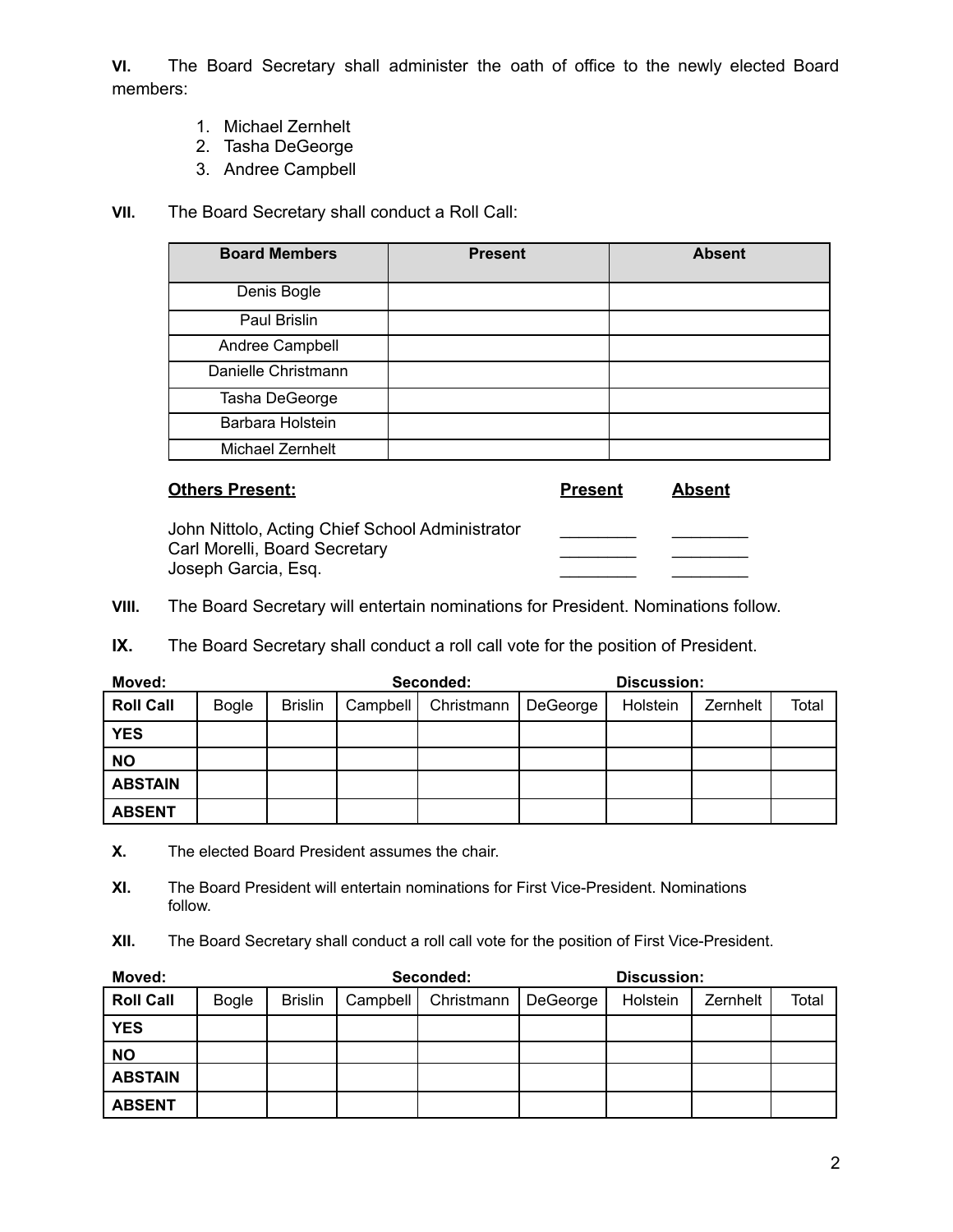**VI.** The Board Secretary shall administer the oath of office to the newly elected Board members:

1. Michael Zernhelt
2. Tasha DeGeorge
3. Andree Campbell

**VII.** The Board Secretary shall conduct a Roll Call:

| Board Members | Present | Absent |
|---|---|---|
| Denis Bogle | | |
| Paul Brislin | | |
| Andree Campbell | | |
| Danielle Christmann | | |
| Tasha DeGeorge | | |
| Barbara Holstein | | |
| Michael Zernhelt | | |

| **Others Present:** | **Present** | **Absent** |
|---|---|---|
| John Nittolo, Acting Chief School Administrator | ________ | ________ |
| Carl Morelli, Board Secretary | ________ | ________ |
| Joseph Garcia, Esq. | ________ | ________ |

**VIII.** The Board Secretary will entertain nominations for President. Nominations follow.

**IX.** The Board Secretary shall conduct a roll call vote for the position of President.

**Moved:** **Seconded:** **Discussion:**

| Roll Call | Bogle | Brislin | Campbell | Christmann | DeGeorge | Holstein | Zernhelt | Total |
|---|---|---|---|---|---|---|---|---|
| **YES** | | | | | | | | |
| **NO** | | | | | | | | |
| **ABSTAIN** | | | | | | | | |
| **ABSENT** | | | | | | | | |

**X.** The elected Board President assumes the chair.

**XI.** The Board President will entertain nominations for First Vice-President. Nominations follow.

**XII.** The Board Secretary shall conduct a roll call vote for the position of First Vice-President.

**Moved:** **Seconded:** **Discussion:**

| Roll Call | Bogle | Brislin | Campbell | Christmann | DeGeorge | Holstein | Zernhelt | Total |
|---|---|---|---|---|---|---|---|---|
| **YES** | | | | | | | | |
| **NO** | | | | | | | | |
| **ABSTAIN** | | | | | | | | |
| **ABSENT** | | | | | | | | |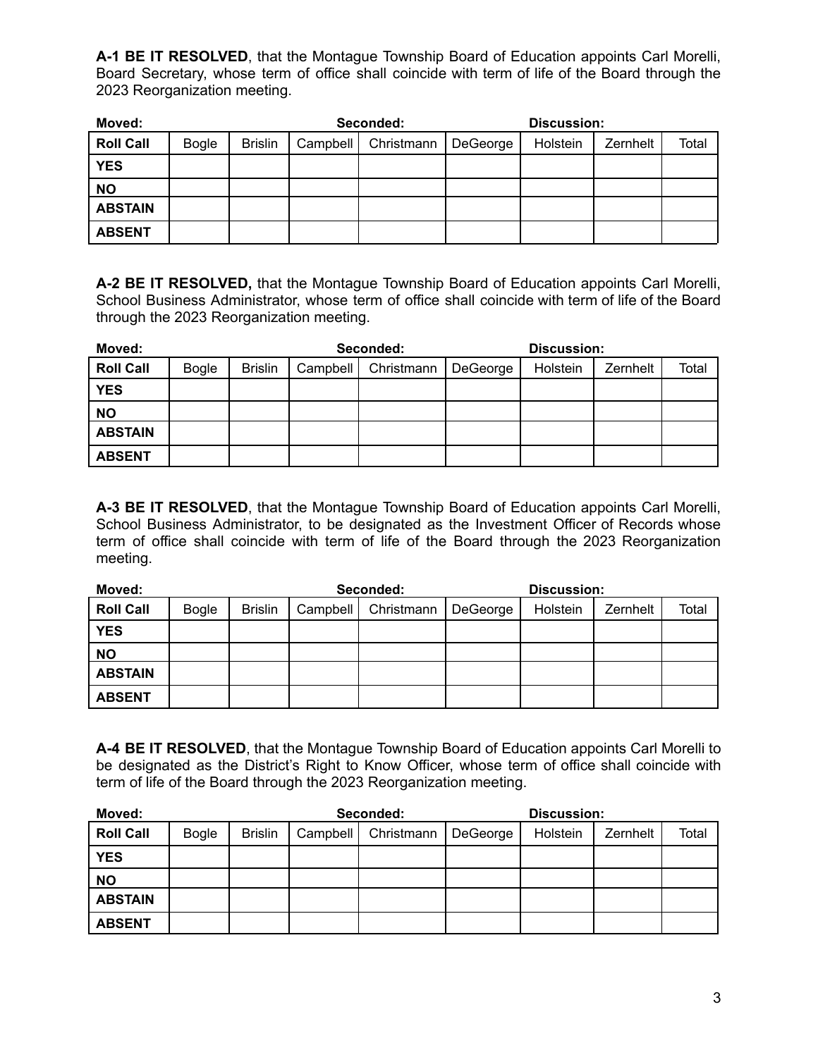**A-1 BE IT RESOLVED**, that the Montague Township Board of Education appoints Carl Morelli, Board Secretary, whose term of office shall coincide with term of life of the Board through the 2023 Reorganization meeting.

**Moved:** **Seconded:** **Discussion:**

| **Roll Call** | Bogle | Brislin | Campbell | Christmann | DeGeorge | Holstein | Zernhelt | Total |
|---|---|---|---|---|---|---|---|---|
| **YES** | | | | | | | | |
| **NO** | | | | | | | | |
| **ABSTAIN** | | | | | | | | |
| **ABSENT** | | | | | | | | |

**A-2 BE IT RESOLVED,** that the Montague Township Board of Education appoints Carl Morelli, School Business Administrator, whose term of office shall coincide with term of life of the Board through the 2023 Reorganization meeting.

**Moved:** **Seconded:** **Discussion:**

| **Roll Call** | Bogle | Brislin | Campbell | Christmann | DeGeorge | Holstein | Zernhelt | Total |
|---|---|---|---|---|---|---|---|---|
| **YES** | | | | | | | | |
| **NO** | | | | | | | | |
| **ABSTAIN** | | | | | | | | |
| **ABSENT** | | | | | | | | |

**A-3 BE IT RESOLVED**, that the Montague Township Board of Education appoints Carl Morelli, School Business Administrator, to be designated as the Investment Officer of Records whose term of office shall coincide with term of life of the Board through the 2023 Reorganization meeting.

**Moved:** **Seconded:** **Discussion:**

| **Roll Call** | Bogle | Brislin | Campbell | Christmann | DeGeorge | Holstein | Zernhelt | Total |
|---|---|---|---|---|---|---|---|---|
| **YES** | | | | | | | | |
| **NO** | | | | | | | | |
| **ABSTAIN** | | | | | | | | |
| **ABSENT** | | | | | | | | |

**A-4 BE IT RESOLVED**, that the Montague Township Board of Education appoints Carl Morelli to be designated as the District's Right to Know Officer, whose term of office shall coincide with term of life of the Board through the 2023 Reorganization meeting.

**Moved:** **Seconded:** **Discussion:**

| **Roll Call** | Bogle | Brislin | Campbell | Christmann | DeGeorge | Holstein | Zernhelt | Total |
|---|---|---|---|---|---|---|---|---|
| **YES** | | | | | | | | |
| **NO** | | | | | | | | |
| **ABSTAIN** | | | | | | | | |
| **ABSENT** | | | | | | | | |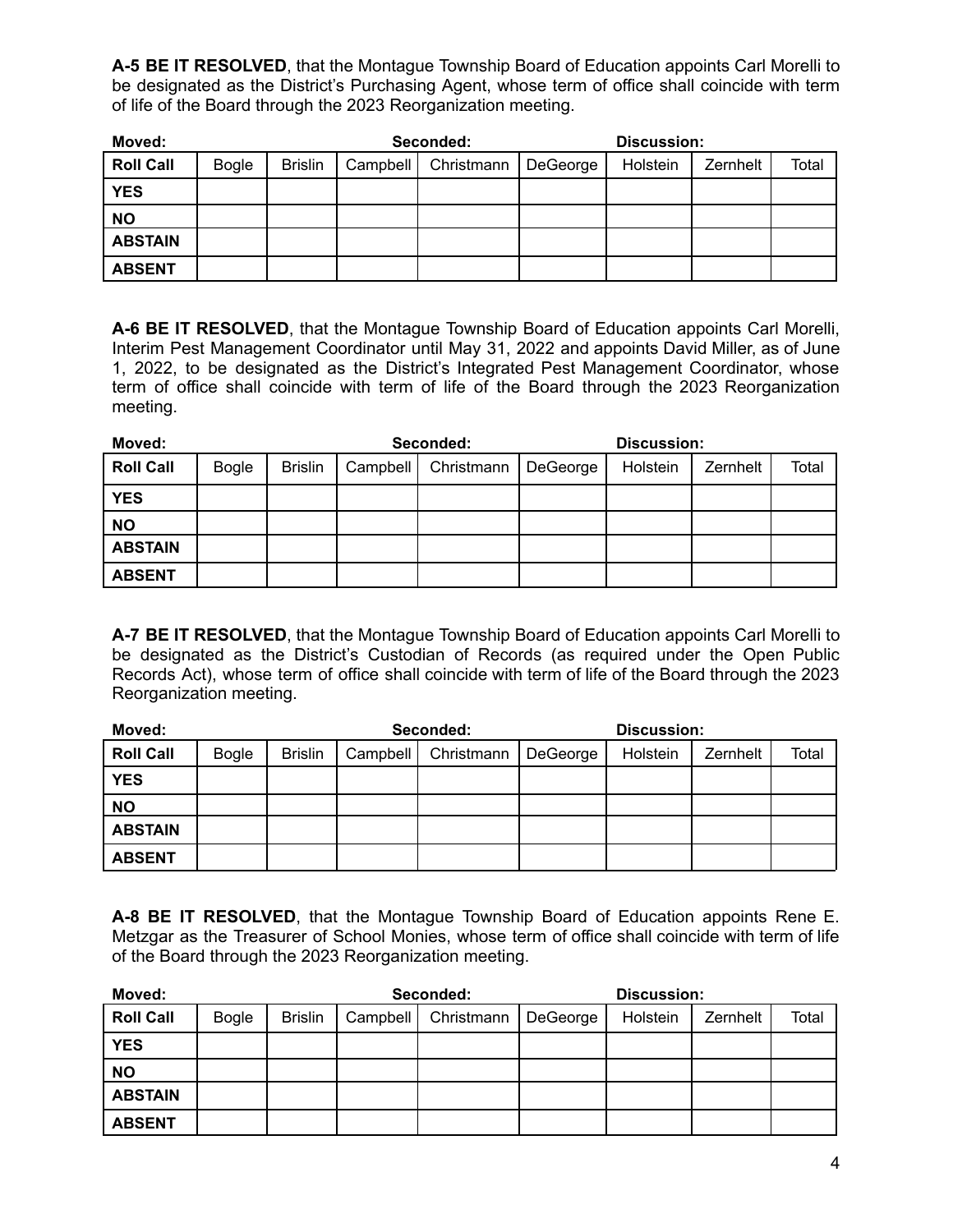**A-5 BE IT RESOLVED**, that the Montague Township Board of Education appoints Carl Morelli to be designated as the District's Purchasing Agent, whose term of office shall coincide with term of life of the Board through the 2023 Reorganization meeting.

**Moved:** **Seconded:** **Discussion:**

| **Roll Call** | Bogle | Brislin | Campbell | Christmann | DeGeorge | Holstein | Zernhelt | Total |
|---|---|---|---|---|---|---|---|---|
| **YES** | | | | | | | | |
| **NO** | | | | | | | | |
| **ABSTAIN** | | | | | | | | |
| **ABSENT** | | | | | | | | |

**A-6 BE IT RESOLVED**, that the Montague Township Board of Education appoints Carl Morelli, Interim Pest Management Coordinator until May 31, 2022 and appoints David Miller, as of June 1, 2022, to be designated as the District's Integrated Pest Management Coordinator, whose term of office shall coincide with term of life of the Board through the 2023 Reorganization meeting.

**Moved:** **Seconded:** **Discussion:**

| **Roll Call** | Bogle | Brislin | Campbell | Christmann | DeGeorge | Holstein | Zernhelt | Total |
|---|---|---|---|---|---|---|---|---|
| **YES** | | | | | | | | |
| **NO** | | | | | | | | |
| **ABSTAIN** | | | | | | | | |
| **ABSENT** | | | | | | | | |

**A-7 BE IT RESOLVED**, that the Montague Township Board of Education appoints Carl Morelli to be designated as the District's Custodian of Records (as required under the Open Public Records Act), whose term of office shall coincide with term of life of the Board through the 2023 Reorganization meeting.

**Moved:** **Seconded:** **Discussion:**

| **Roll Call** | Bogle | Brislin | Campbell | Christmann | DeGeorge | Holstein | Zernhelt | Total |
|---|---|---|---|---|---|---|---|---|
| **YES** | | | | | | | | |
| **NO** | | | | | | | | |
| **ABSTAIN** | | | | | | | | |
| **ABSENT** | | | | | | | | |

**A-8 BE IT RESOLVED**, that the Montague Township Board of Education appoints Rene E. Metzgar as the Treasurer of School Monies, whose term of office shall coincide with term of life of the Board through the 2023 Reorganization meeting.

**Moved:** **Seconded:** **Discussion:**

| **Roll Call** | Bogle | Brislin | Campbell | Christmann | DeGeorge | Holstein | Zernhelt | Total |
|---|---|---|---|---|---|---|---|---|
| **YES** | | | | | | | | |
| **NO** | | | | | | | | |
| **ABSTAIN** | | | | | | | | |
| **ABSENT** | | | | | | | | |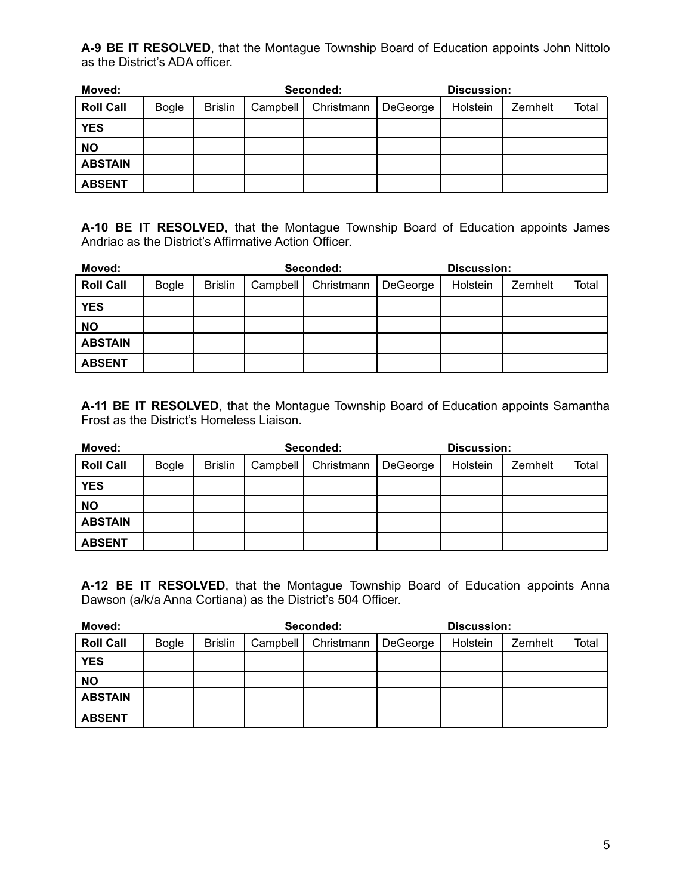**A-9 BE IT RESOLVED**, that the Montague Township Board of Education appoints John Nittolo as the District's ADA officer.

**Moved:** **Seconded:** **Discussion:**

| **Roll Call** | Bogle | Brislin | Campbell | Christmann | DeGeorge | Holstein | Zernhelt | Total |
|---|---|---|---|---|---|---|---|---|
| **YES** | | | | | | | | |
| **NO** | | | | | | | | |
| **ABSTAIN** | | | | | | | | |
| **ABSENT** | | | | | | | | |

**A-10 BE IT RESOLVED**, that the Montague Township Board of Education appoints James Andriac as the District's Affirmative Action Officer.

**Moved:** **Seconded:** **Discussion:**

| **Roll Call** | Bogle | Brislin | Campbell | Christmann | DeGeorge | Holstein | Zernhelt | Total |
|---|---|---|---|---|---|---|---|---|
| **YES** | | | | | | | | |
| **NO** | | | | | | | | |
| **ABSTAIN** | | | | | | | | |
| **ABSENT** | | | | | | | | |

**A-11 BE IT RESOLVED**, that the Montague Township Board of Education appoints Samantha Frost as the District's Homeless Liaison.

**Moved:** **Seconded:** **Discussion:**

| **Roll Call** | Bogle | Brislin | Campbell | Christmann | DeGeorge | Holstein | Zernhelt | Total |
|---|---|---|---|---|---|---|---|---|
| **YES** | | | | | | | | |
| **NO** | | | | | | | | |
| **ABSTAIN** | | | | | | | | |
| **ABSENT** | | | | | | | | |

**A-12 BE IT RESOLVED**, that the Montague Township Board of Education appoints Anna Dawson (a/k/a Anna Cortiana) as the District's 504 Officer.

**Moved:** **Seconded:** **Discussion:**

| **Roll Call** | Bogle | Brislin | Campbell | Christmann | DeGeorge | Holstein | Zernhelt | Total |
|---|---|---|---|---|---|---|---|---|
| **YES** | | | | | | | | |
| **NO** | | | | | | | | |
| **ABSTAIN** | | | | | | | | |
| **ABSENT** | | | | | | | | |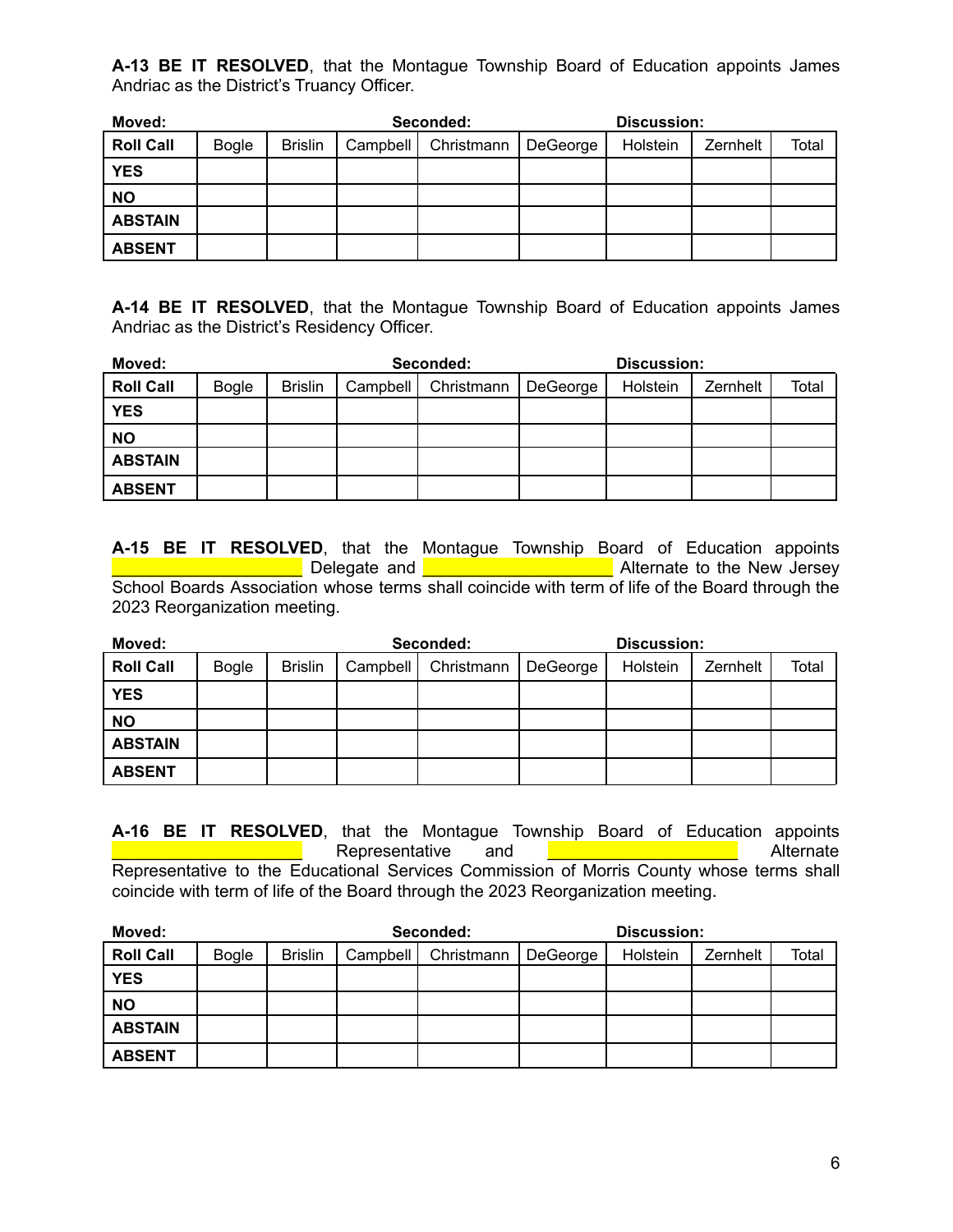**A-13 BE IT RESOLVED**, that the Montague Township Board of Education appoints James Andriac as the District's Truancy Officer.

**Moved:** **Seconded:** **Discussion:**

| Roll Call | Bogle | Brislin | Campbell | Christmann | DeGeorge | Holstein | Zernhelt | Total |
|---|---|---|---|---|---|---|---|---|
| **YES** | | | | | | | | |
| **NO** | | | | | | | | |
| **ABSTAIN** | | | | | | | | |
| **ABSENT** | | | | | | | | |

**A-14 BE IT RESOLVED**, that the Montague Township Board of Education appoints James Andriac as the District's Residency Officer.

**Moved:** **Seconded:** **Discussion:**

| Roll Call | Bogle | Brislin | Campbell | Christmann | DeGeorge | Holstein | Zernhelt | Total |
|---|---|---|---|---|---|---|---|---|
| **YES** | | | | | | | | |
| **NO** | | | | | | | | |
| **ABSTAIN** | | | | | | | | |
| **ABSENT** | | | | | | | | |

**A-15 BE IT RESOLVED**, that the Montague Township Board of Education appoints ____________________ Delegate and ____________________ Alternate to the New Jersey School Boards Association whose terms shall coincide with term of life of the Board through the 2023 Reorganization meeting.

**Moved:** **Seconded:** **Discussion:**

| Roll Call | Bogle | Brislin | Campbell | Christmann | DeGeorge | Holstein | Zernhelt | Total |
|---|---|---|---|---|---|---|---|---|
| **YES** | | | | | | | | |
| **NO** | | | | | | | | |
| **ABSTAIN** | | | | | | | | |
| **ABSENT** | | | | | | | | |

**A-16 BE IT RESOLVED**, that the Montague Township Board of Education appoints ____________________ Representative and ____________________ Alternate Representative to the Educational Services Commission of Morris County whose terms shall coincide with term of life of the Board through the 2023 Reorganization meeting.

**Moved:** **Seconded:** **Discussion:**

| Roll Call | Bogle | Brislin | Campbell | Christmann | DeGeorge | Holstein | Zernhelt | Total |
|---|---|---|---|---|---|---|---|---|
| **YES** | | | | | | | | |
| **NO** | | | | | | | | |
| **ABSTAIN** | | | | | | | | |
| **ABSENT** | | | | | | | | |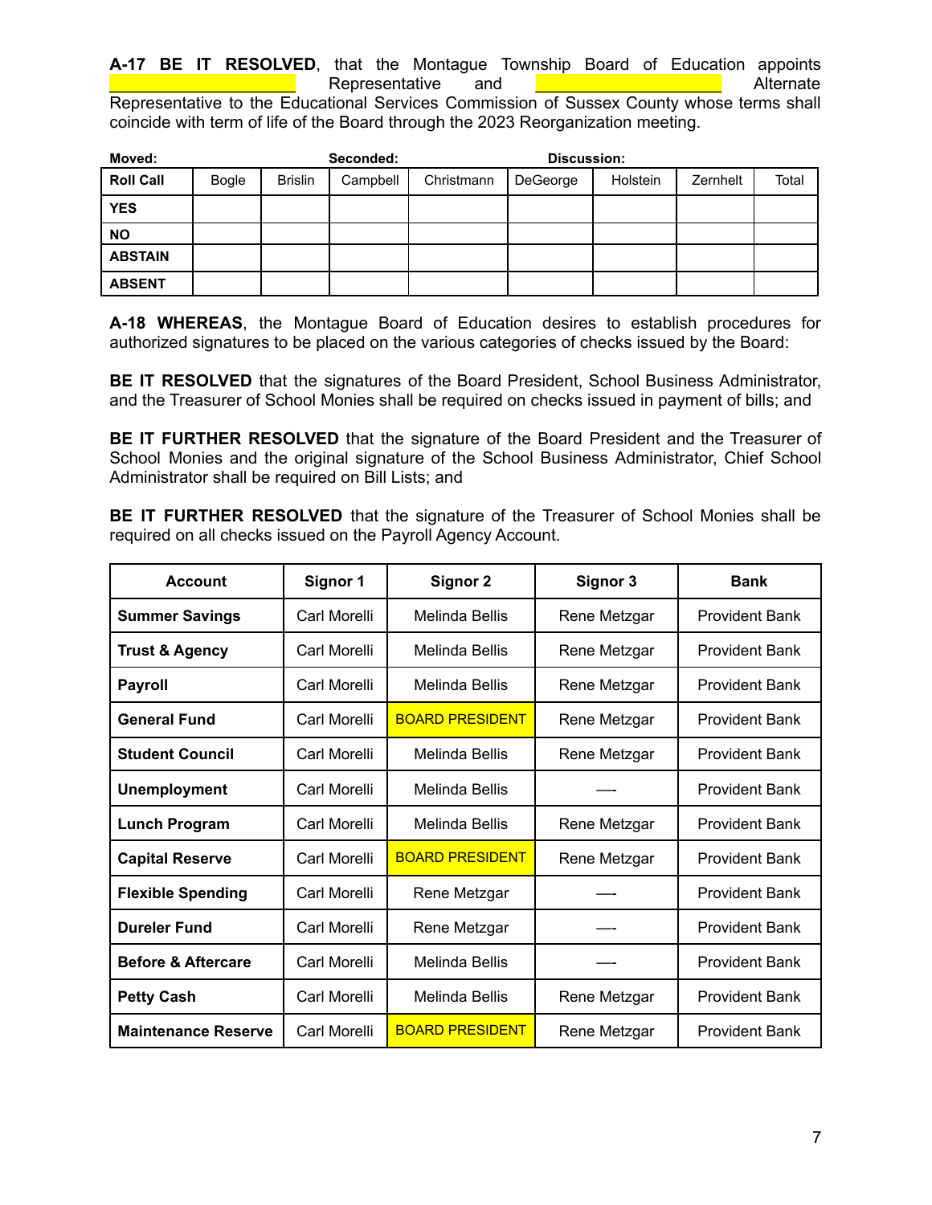**A-17 BE IT RESOLVED**, that the Montague Township Board of Education appoints ____________________ Representative and ____________________ Alternate Representative to the Educational Services Commission of Sussex County whose terms shall coincide with term of life of the Board through the 2023 Reorganization meeting.

**Moved:** **Seconded:** **Discussion:**

| **Roll Call** | Bogle | Brislin | Campbell | Christmann | DeGeorge | Holstein | Zernhelt | Total |
|---|---|---|---|---|---|---|---|---|
| **YES** | | | | | | | | |
| **NO** | | | | | | | | |
| **ABSTAIN** | | | | | | | | |
| **ABSENT** | | | | | | | | |

**A-18 WHEREAS**, the Montague Board of Education desires to establish procedures for authorized signatures to be placed on the various categories of checks issued by the Board:

**BE IT RESOLVED** that the signatures of the Board President, School Business Administrator, and the Treasurer of School Monies shall be required on checks issued in payment of bills; and

**BE IT FURTHER RESOLVED** that the signature of the Board President and the Treasurer of School Monies and the original signature of the School Business Administrator, Chief School Administrator shall be required on Bill Lists; and

**BE IT FURTHER RESOLVED** that the signature of the Treasurer of School Monies shall be required on all checks issued on the Payroll Agency Account.

| Account | Signor 1 | Signor 2 | Signor 3 | Bank |
|---|---|---|---|---|
| **Summer Savings** | Carl Morelli | Melinda Bellis | Rene Metzgar | Provident Bank |
| **Trust & Agency** | Carl Morelli | Melinda Bellis | Rene Metzgar | Provident Bank |
| **Payroll** | Carl Morelli | Melinda Bellis | Rene Metzgar | Provident Bank |
| **General Fund** | Carl Morelli | BOARD PRESIDENT | Rene Metzgar | Provident Bank |
| **Student Council** | Carl Morelli | Melinda Bellis | Rene Metzgar | Provident Bank |
| **Unemployment** | Carl Morelli | Melinda Bellis | —- | Provident Bank |
| **Lunch Program** | Carl Morelli | Melinda Bellis | Rene Metzgar | Provident Bank |
| **Capital Reserve** | Carl Morelli | BOARD PRESIDENT | Rene Metzgar | Provident Bank |
| **Flexible Spending** | Carl Morelli | Rene Metzgar | —- | Provident Bank |
| **Dureler Fund** | Carl Morelli | Rene Metzgar | —- | Provident Bank |
| **Before & Aftercare** | Carl Morelli | Melinda Bellis | —- | Provident Bank |
| **Petty Cash** | Carl Morelli | Melinda Bellis | Rene Metzgar | Provident Bank |
| **Maintenance Reserve** | Carl Morelli | BOARD PRESIDENT | Rene Metzgar | Provident Bank |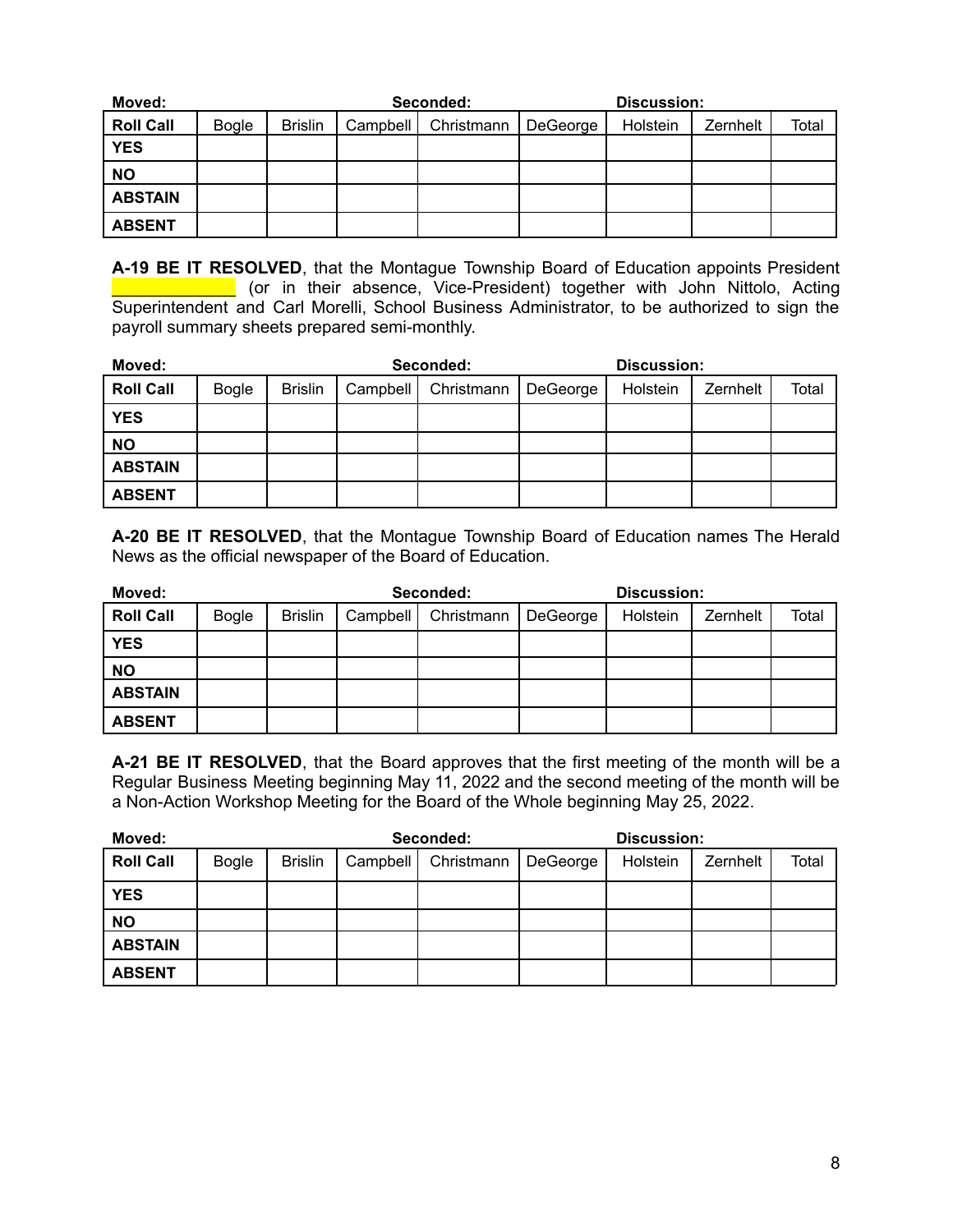**Moved:** **Seconded:** **Discussion:**

| **Roll Call** | Bogle | Brislin | Campbell | Christmann | DeGeorge | Holstein | Zernhelt | Total |
|---|---|---|---|---|---|---|---|---|
| **YES** | | | | | | | | |
| **NO** | | | | | | | | |
| **ABSTAIN** | | | | | | | | |
| **ABSENT** | | | | | | | | |

**A-19 BE IT RESOLVED**, that the Montague Township Board of Education appoints President _____________ (or in their absence, Vice-President) together with John Nittolo, Acting Superintendent and Carl Morelli, School Business Administrator, to be authorized to sign the payroll summary sheets prepared semi-monthly.

**Moved:** **Seconded:** **Discussion:**

| **Roll Call** | Bogle | Brislin | Campbell | Christmann | DeGeorge | Holstein | Zernhelt | Total |
|---|---|---|---|---|---|---|---|---|
| **YES** | | | | | | | | |
| **NO** | | | | | | | | |
| **ABSTAIN** | | | | | | | | |
| **ABSENT** | | | | | | | | |

**A-20 BE IT RESOLVED**, that the Montague Township Board of Education names The Herald News as the official newspaper of the Board of Education.

**Moved:** **Seconded:** **Discussion:**

| **Roll Call** | Bogle | Brislin | Campbell | Christmann | DeGeorge | Holstein | Zernhelt | Total |
|---|---|---|---|---|---|---|---|---|
| **YES** | | | | | | | | |
| **NO** | | | | | | | | |
| **ABSTAIN** | | | | | | | | |
| **ABSENT** | | | | | | | | |

**A-21 BE IT RESOLVED**, that the Board approves that the first meeting of the month will be a Regular Business Meeting beginning May 11, 2022 and the second meeting of the month will be a Non-Action Workshop Meeting for the Board of the Whole beginning May 25, 2022.

**Moved:** **Seconded:** **Discussion:**

| **Roll Call** | Bogle | Brislin | Campbell | Christmann | DeGeorge | Holstein | Zernhelt | Total |
|---|---|---|---|---|---|---|---|---|
| **YES** | | | | | | | | |
| **NO** | | | | | | | | |
| **ABSTAIN** | | | | | | | | |
| **ABSENT** | | | | | | | | |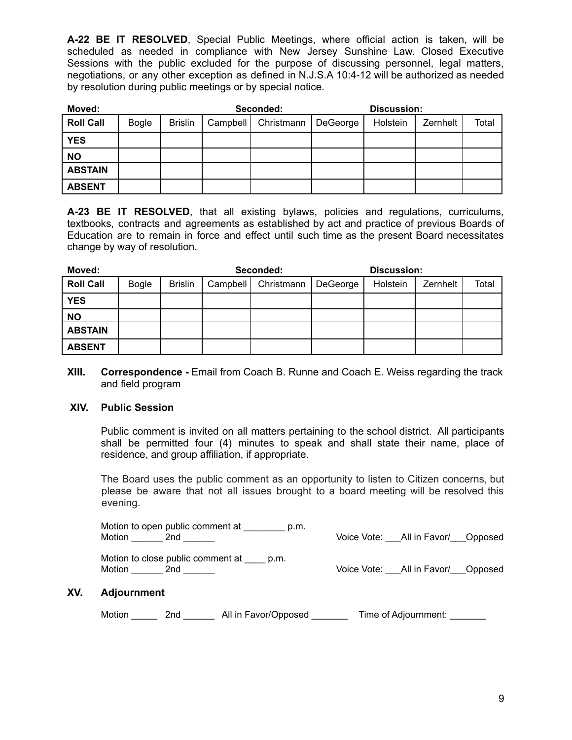**A-22 BE IT RESOLVED**, Special Public Meetings, where official action is taken, will be scheduled as needed in compliance with New Jersey Sunshine Law. Closed Executive Sessions with the public excluded for the purpose of discussing personnel, legal matters, negotiations, or any other exception as defined in N.J.S.A 10:4-12 will be authorized as needed by resolution during public meetings or by special notice.

**Moved:** **Seconded:** **Discussion:**

| **Roll Call** | Bogle | Brislin | Campbell | Christmann | DeGeorge | Holstein | Zernhelt | Total |
|---|---|---|---|---|---|---|---|---|
| **YES** | | | | | | | | |
| **NO** | | | | | | | | |
| **ABSTAIN** | | | | | | | | |
| **ABSENT** | | | | | | | | |

**A-23 BE IT RESOLVED**, that all existing bylaws, policies and regulations, curriculums, textbooks, contracts and agreements as established by act and practice of previous Boards of Education are to remain in force and effect until such time as the present Board necessitates change by way of resolution.

**Moved:** **Seconded:** **Discussion:**

| **Roll Call** | Bogle | Brislin | Campbell | Christmann | DeGeorge | Holstein | Zernhelt | Total |
|---|---|---|---|---|---|---|---|---|
| **YES** | | | | | | | | |
| **NO** | | | | | | | | |
| **ABSTAIN** | | | | | | | | |
| **ABSENT** | | | | | | | | |

**XIII. Correspondence -** Email from Coach B. Runne and Coach E. Weiss regarding the track and field program

**XIV. Public Session**

Public comment is invited on all matters pertaining to the school district. All participants shall be permitted four (4) minutes to speak and shall state their name, place of residence, and group affiliation, if appropriate.

The Board uses the public comment as an opportunity to listen to Citizen concerns, but please be aware that not all issues brought to a board meeting will be resolved this evening.

Motion to open public comment at ________ p.m.
Motion ______ 2nd ______ Voice Vote: ___All in Favor/___Opposed

Motion to close public comment at ____ p.m.
Motion ______ 2nd ______ Voice Vote: ___All in Favor/___Opposed

**XV. Adjournment**

Motion _____ 2nd ______ All in Favor/Opposed _______ Time of Adjournment: _______